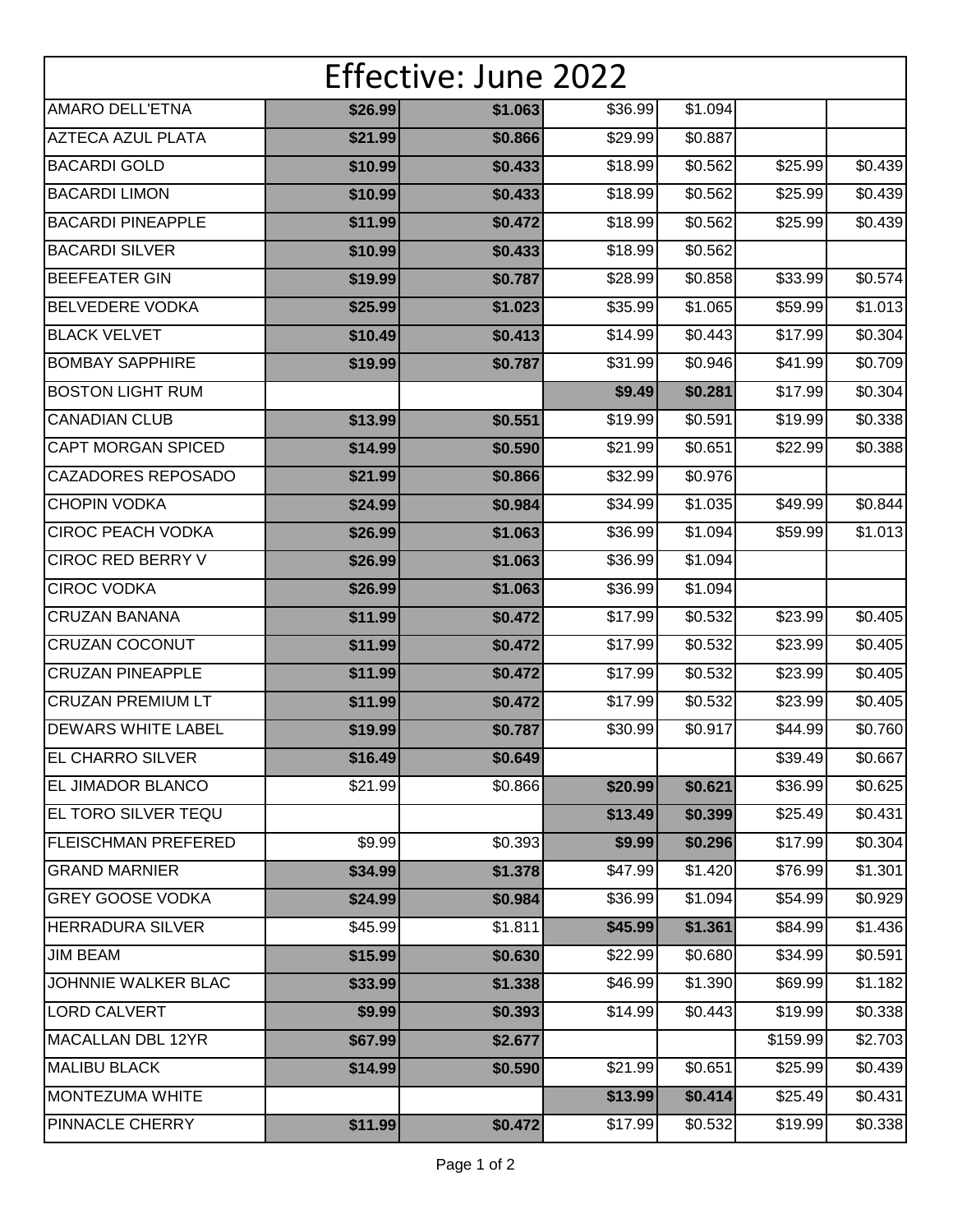# Effective: June 2022

| | | | | | | |
|---|---|---|---|---|---|---|
| AMARO DELL'ETNA | **$26.99** | **$1.063** | $36.99 | $1.094 | | |
| AZTECA AZUL PLATA | **$21.99** | **$0.866** | $29.99 | $0.887 | | |
| BACARDI GOLD | **$10.99** | **$0.433** | $18.99 | $0.562 | $25.99 | $0.439 |
| BACARDI LIMON | **$10.99** | **$0.433** | $18.99 | $0.562 | $25.99 | $0.439 |
| BACARDI PINEAPPLE | **$11.99** | **$0.472** | $18.99 | $0.562 | $25.99 | $0.439 |
| BACARDI SILVER | **$10.99** | **$0.433** | $18.99 | $0.562 | | |
| BEEFEATER GIN | **$19.99** | **$0.787** | $28.99 | $0.858 | $33.99 | $0.574 |
| BELVEDERE VODKA | **$25.99** | **$1.023** | $35.99 | $1.065 | $59.99 | $1.013 |
| BLACK VELVET | **$10.49** | **$0.413** | $14.99 | $0.443 | $17.99 | $0.304 |
| BOMBAY SAPPHIRE | **$19.99** | **$0.787** | $31.99 | $0.946 | $41.99 | $0.709 |
| BOSTON LIGHT RUM | | | **$9.49** | **$0.281** | $17.99 | $0.304 |
| CANADIAN CLUB | **$13.99** | **$0.551** | $19.99 | $0.591 | $19.99 | $0.338 |
| CAPT MORGAN SPICED | **$14.99** | **$0.590** | $21.99 | $0.651 | $22.99 | $0.388 |
| CAZADORES REPOSADO | **$21.99** | **$0.866** | $32.99 | $0.976 | | |
| CHOPIN VODKA | **$24.99** | **$0.984** | $34.99 | $1.035 | $49.99 | $0.844 |
| CIROC PEACH VODKA | **$26.99** | **$1.063** | $36.99 | $1.094 | $59.99 | $1.013 |
| CIROC RED BERRY V | **$26.99** | **$1.063** | $36.99 | $1.094 | | |
| CIROC VODKA | **$26.99** | **$1.063** | $36.99 | $1.094 | | |
| CRUZAN BANANA | **$11.99** | **$0.472** | $17.99 | $0.532 | $23.99 | $0.405 |
| CRUZAN COCONUT | **$11.99** | **$0.472** | $17.99 | $0.532 | $23.99 | $0.405 |
| CRUZAN PINEAPPLE | **$11.99** | **$0.472** | $17.99 | $0.532 | $23.99 | $0.405 |
| CRUZAN PREMIUM LT | **$11.99** | **$0.472** | $17.99 | $0.532 | $23.99 | $0.405 |
| DEWARS WHITE LABEL | **$19.99** | **$0.787** | $30.99 | $0.917 | $44.99 | $0.760 |
| EL CHARRO SILVER | **$16.49** | **$0.649** | | | $39.49 | $0.667 |
| EL JIMADOR BLANCO | $21.99 | $0.866 | **$20.99** | **$0.621** | $36.99 | $0.625 |
| EL TORO SILVER TEQU | | | **$13.49** | **$0.399** | $25.49 | $0.431 |
| FLEISCHMAN PREFERED | $9.99 | $0.393 | **$9.99** | **$0.296** | $17.99 | $0.304 |
| GRAND MARNIER | **$34.99** | **$1.378** | $47.99 | $1.420 | $76.99 | $1.301 |
| GREY GOOSE VODKA | **$24.99** | **$0.984** | $36.99 | $1.094 | $54.99 | $0.929 |
| HERRADURA SILVER | $45.99 | $1.811 | **$45.99** | **$1.361** | $84.99 | $1.436 |
| JIM BEAM | **$15.99** | **$0.630** | $22.99 | $0.680 | $34.99 | $0.591 |
| JOHNNIE WALKER BLAC | **$33.99** | **$1.338** | $46.99 | $1.390 | $69.99 | $1.182 |
| LORD CALVERT | **$9.99** | **$0.393** | $14.99 | $0.443 | $19.99 | $0.338 |
| MACALLAN DBL 12YR | **$67.99** | **$2.677** | | | $159.99 | $2.703 |
| MALIBU BLACK | **$14.99** | **$0.590** | $21.99 | $0.651 | $25.99 | $0.439 |
| MONTEZUMA WHITE | | | **$13.99** | **$0.414** | $25.49 | $0.431 |
| PINNACLE CHERRY | **$11.99** | **$0.472** | $17.99 | $0.532 | $19.99 | $0.338 |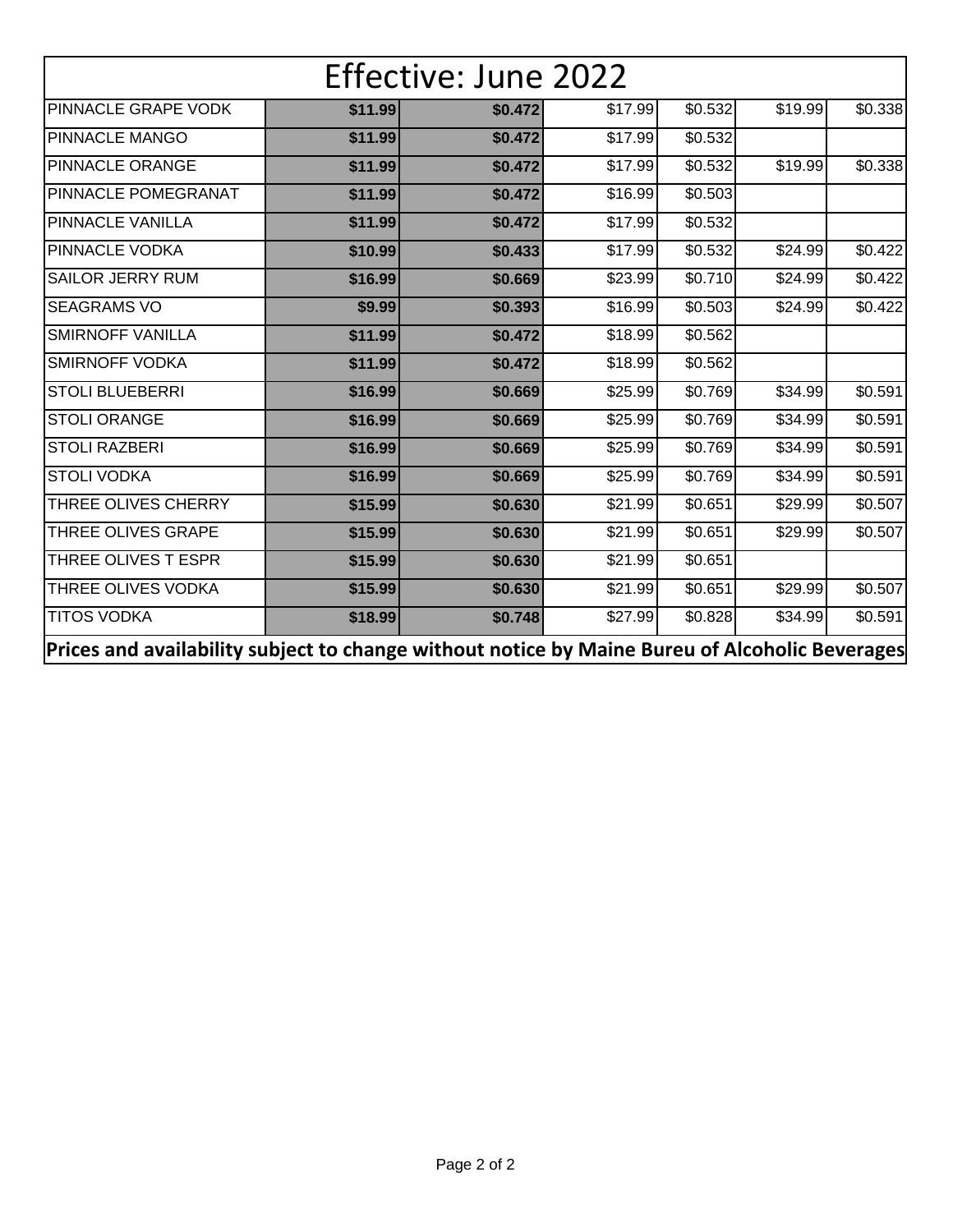# Effective: June 2022

| | | | | | | |
|---|---|---|---|---|---|---|
| PINNACLE GRAPE VODK | **$11.99** | **$0.472** | $17.99 | $0.532 | $19.99 | $0.338 |
| PINNACLE MANGO | **$11.99** | **$0.472** | $17.99 | $0.532 | | |
| PINNACLE ORANGE | **$11.99** | **$0.472** | $17.99 | $0.532 | $19.99 | $0.338 |
| PINNACLE POMEGRANAT | **$11.99** | **$0.472** | $16.99 | $0.503 | | |
| PINNACLE VANILLA | **$11.99** | **$0.472** | $17.99 | $0.532 | | |
| PINNACLE VODKA | **$10.99** | **$0.433** | $17.99 | $0.532 | $24.99 | $0.422 |
| SAILOR JERRY RUM | **$16.99** | **$0.669** | $23.99 | $0.710 | $24.99 | $0.422 |
| SEAGRAMS VO | **$9.99** | **$0.393** | $16.99 | $0.503 | $24.99 | $0.422 |
| SMIRNOFF VANILLA | **$11.99** | **$0.472** | $18.99 | $0.562 | | |
| SMIRNOFF VODKA | **$11.99** | **$0.472** | $18.99 | $0.562 | | |
| STOLI BLUEBERRI | **$16.99** | **$0.669** | $25.99 | $0.769 | $34.99 | $0.591 |
| STOLI ORANGE | **$16.99** | **$0.669** | $25.99 | $0.769 | $34.99 | $0.591 |
| STOLI RAZBERI | **$16.99** | **$0.669** | $25.99 | $0.769 | $34.99 | $0.591 |
| STOLI VODKA | **$16.99** | **$0.669** | $25.99 | $0.769 | $34.99 | $0.591 |
| THREE OLIVES CHERRY | **$15.99** | **$0.630** | $21.99 | $0.651 | $29.99 | $0.507 |
| THREE OLIVES GRAPE | **$15.99** | **$0.630** | $21.99 | $0.651 | $29.99 | $0.507 |
| THREE OLIVES T ESPR | **$15.99** | **$0.630** | $21.99 | $0.651 | | |
| THREE OLIVES VODKA | **$15.99** | **$0.630** | $21.99 | $0.651 | $29.99 | $0.507 |
| TITOS VODKA | **$18.99** | **$0.748** | $27.99 | $0.828 | $34.99 | $0.591 |

**Prices and availability subject to change without notice by Maine Bureu of Alcoholic Beverages**